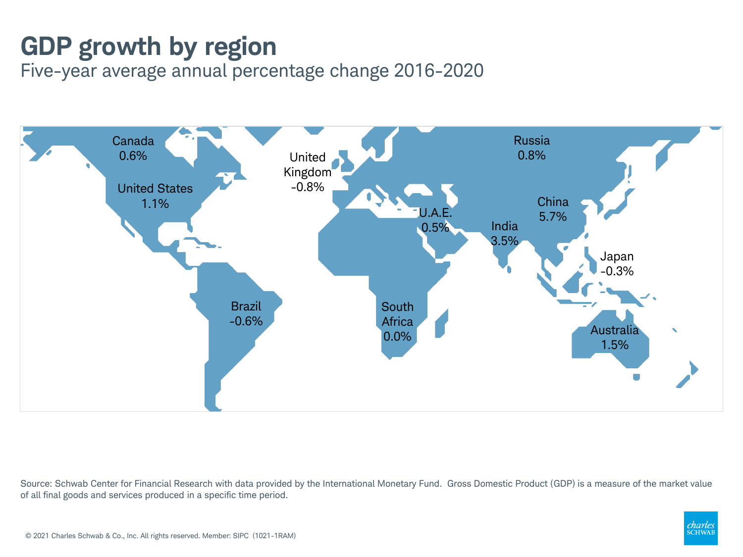# GDP growth by region

Five-year average annual percentage change 2016-2020

Canada
0.6%

United States
1.1%

United Kingdom
-0.8%

Russia
0.8%

China
5.7%

U.A.E.
0.5%

India
3.5%

Japan
-0.3%

Brazil
-0.6%

South Africa
0.0%

Australia
1.5%

Source: Schwab Center for Financial Research with data provided by the International Monetary Fund. Gross Domestic Product (GDP) is a measure of the market value of all final goods and services produced in a specific time period.

© 2021 Charles Schwab & Co., Inc. All rights reserved. Member: SIPC (1021-1RAM)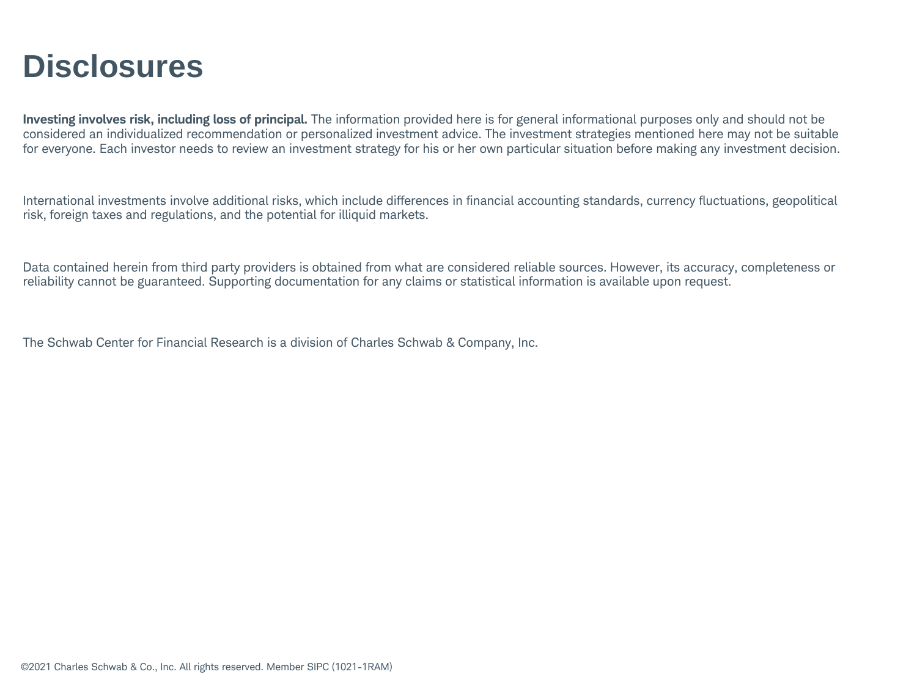# Disclosures

**Investing involves risk, including loss of principal.** The information provided here is for general informational purposes only and should not be considered an individualized recommendation or personalized investment advice. The investment strategies mentioned here may not be suitable for everyone. Each investor needs to review an investment strategy for his or her own particular situation before making any investment decision.

International investments involve additional risks, which include differences in financial accounting standards, currency fluctuations, geopolitical risk, foreign taxes and regulations, and the potential for illiquid markets.

Data contained herein from third party providers is obtained from what are considered reliable sources. However, its accuracy, completeness or reliability cannot be guaranteed. Supporting documentation for any claims or statistical information is available upon request.

The Schwab Center for Financial Research is a division of Charles Schwab & Company, Inc.

©2021 Charles Schwab & Co., Inc. All rights reserved. Member SIPC (1021-1RAM)